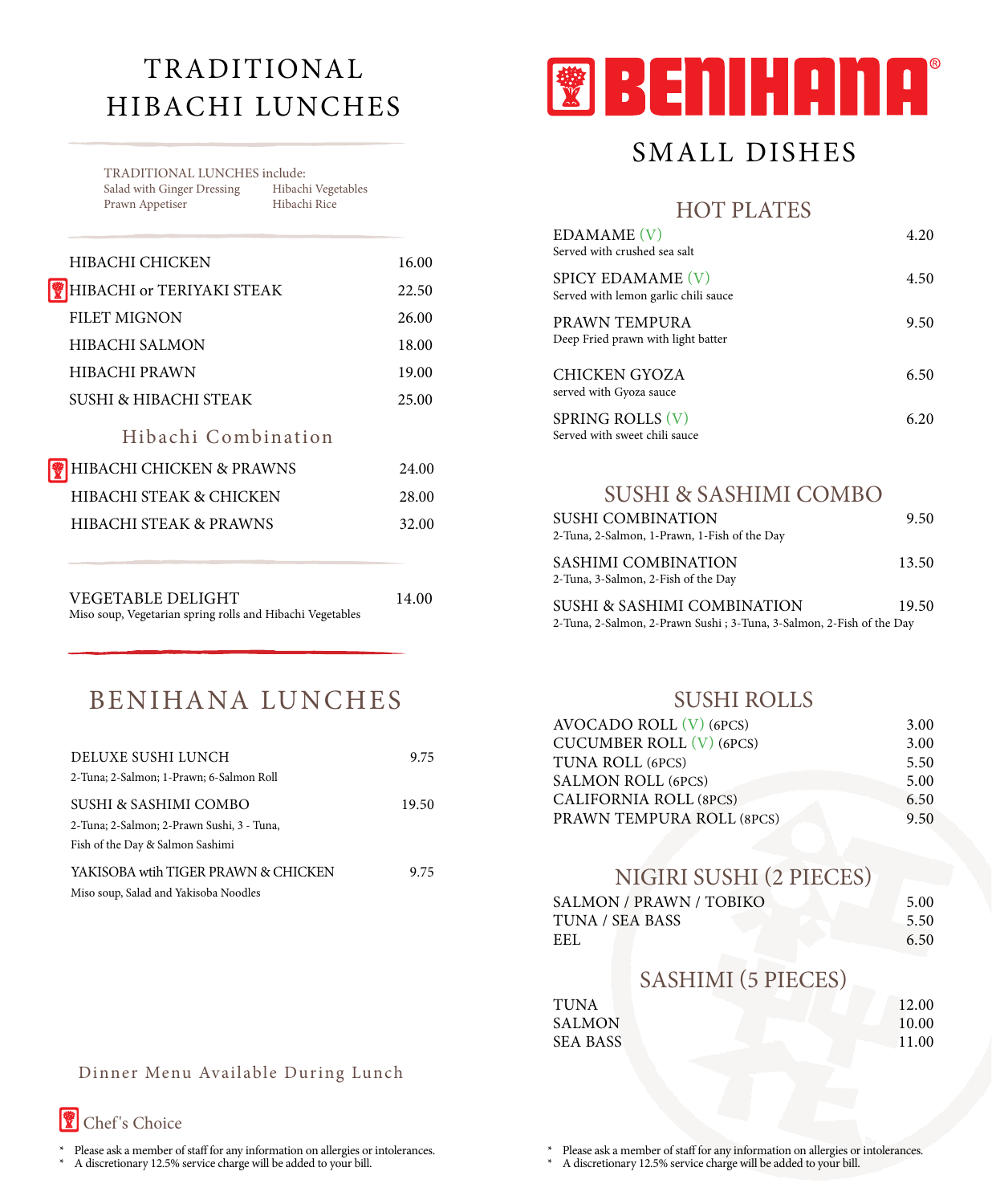# TRADITIONAL HIBACHI LUNCHES

TRADITIONAL LUNCHES include:

- Salad with Ginger Dressing
- Hibachi Vegetables
- Prawn Appetiser
- Hibachi Rice

| Item | Price |
|---|---|
| HIBACHI CHICKEN | 16.00 |
| HIBACHI or TERIYAKI STEAK (Chef's Choice) | 22.50 |
| FILET MIGNON | 26.00 |
| HIBACHI SALMON | 18.00 |
| HIBACHI PRAWN | 19.00 |
| SUSHI & HIBACHI STEAK | 25.00 |

## Hibachi Combination

| Item | Price |
|---|---|
| HIBACHI CHICKEN & PRAWNS (Chef's Choice) | 24.00 |
| HIBACHI STEAK & CHICKEN | 28.00 |
| HIBACHI STEAK & PRAWNS | 32.00 |

VEGETABLE DELIGHT — 14.00
Miso soup, Vegetarian spring rolls and Hibachi Vegetables

# BENIHANA LUNCHES

DELUXE SUSHI LUNCH — 9.75
2-Tuna; 2-Salmon; 1-Prawn; 6-Salmon Roll

SUSHI & SASHIMI COMBO — 19.50
2-Tuna; 2-Salmon; 2-Prawn Sushi, 3 - Tuna, Fish of the Day & Salmon Sashimi

YAKISOBA wtih TIGER PRAWN & CHICKEN — 9.75
Miso soup, Salad and Yakisoba Noodles

Dinner Menu Available During Lunch

Chef's Choice

* Please ask a member of staff for any information on allergies or intolerances.
* A discretionary 12.5% service charge will be added to your bill.

# BENIHANA®

# SMALL DISHES

## HOT PLATES

EDAMAME (V) — 4.20
Served with crushed sea salt

SPICY EDAMAME (V) — 4.50
Served with lemon garlic chili sauce

PRAWN TEMPURA — 9.50
Deep Fried prawn with light batter

CHICKEN GYOZA — 6.50
served with Gyoza sauce

SPRING ROLLS (V) — 6.20
Served with sweet chili sauce

## SUSHI & SASHIMI COMBO

SUSHI COMBINATION — 9.50
2-Tuna, 2-Salmon, 1-Prawn, 1-Fish of the Day

SASHIMI COMBINATION — 13.50
2-Tuna, 3-Salmon, 2-Fish of the Day

SUSHI & SASHIMI COMBINATION — 19.50
2-Tuna, 2-Salmon, 2-Prawn Sushi ; 3-Tuna, 3-Salmon, 2-Fish of the Day

## SUSHI ROLLS

| Item | Price |
|---|---|
| AVOCADO ROLL (V) (6PCS) | 3.00 |
| CUCUMBER ROLL (V) (6PCS) | 3.00 |
| TUNA ROLL (6PCS) | 5.50 |
| SALMON ROLL (6PCS) | 5.00 |
| CALIFORNIA ROLL (8PCS) | 6.50 |
| PRAWN TEMPURA ROLL (8PCS) | 9.50 |

## NIGIRI SUSHI (2 PIECES)

| Item | Price |
|---|---|
| SALMON / PRAWN / TOBIKO | 5.00 |
| TUNA / SEA BASS | 5.50 |
| EEL | 6.50 |

## SASHIMI (5 PIECES)

| Item | Price |
|---|---|
| TUNA | 12.00 |
| SALMON | 10.00 |
| SEA BASS | 11.00 |

* Please ask a member of staff for any information on allergies or intolerances.
* A discretionary 12.5% service charge will be added to your bill.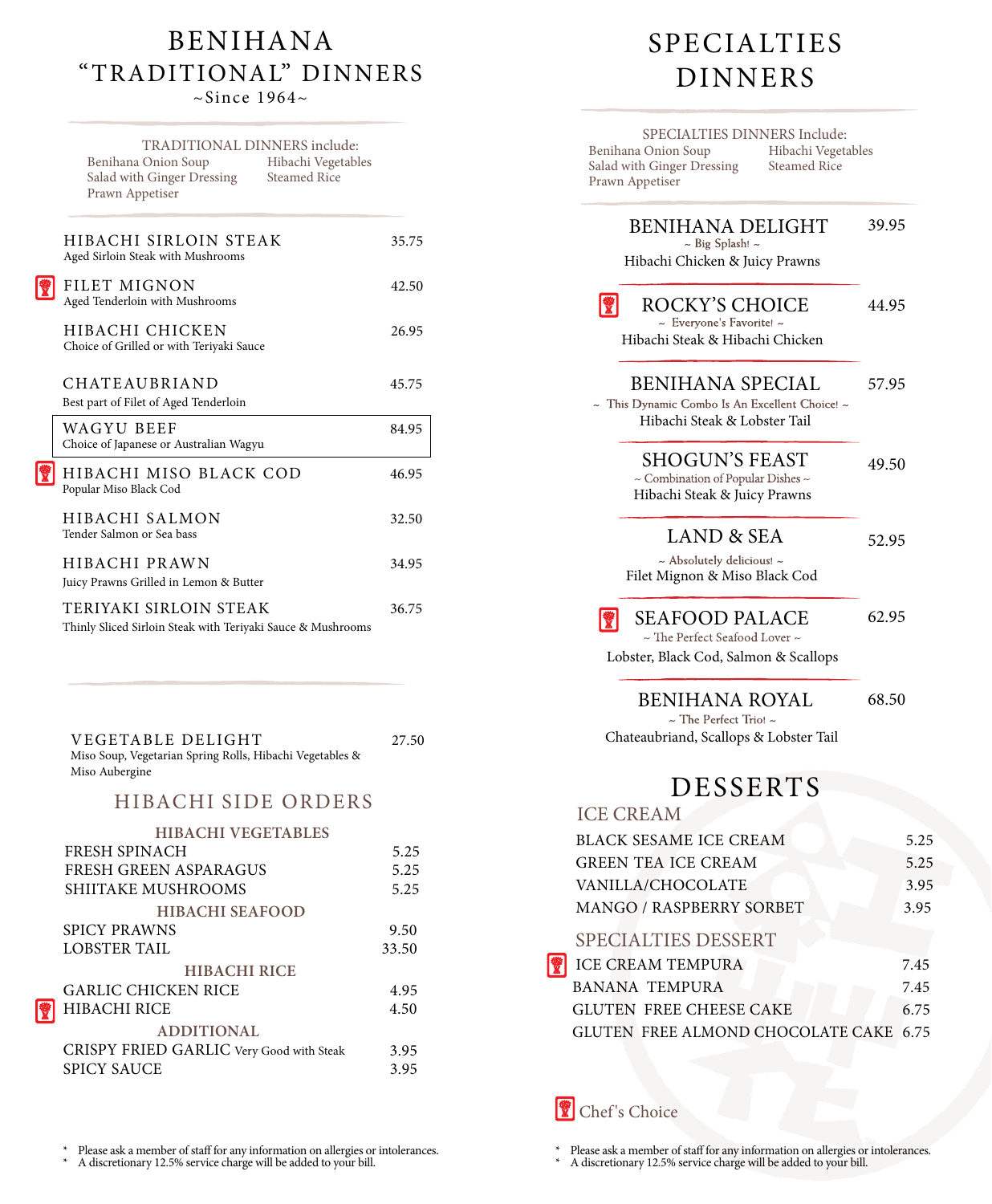# BENIHANA "TRADITIONAL" DINNERS

~Since 1964~

TRADITIONAL DINNERS include:
Benihana Onion Soup
Salad with Ginger Dressing
Prawn Appetiser
Hibachi Vegetables
Steamed Rice

| | |
|---|---|
| HIBACHI SIRLOIN STEAK<br>Aged Sirloin Steak with Mushrooms | 35.75 |
| FILET MIGNON (Chef's Choice)<br>Aged Tenderloin with Mushrooms | 42.50 |
| HIBACHI CHICKEN<br>Choice of Grilled or with Teriyaki Sauce | 26.95 |
| CHATEAUBRIAND<br>Best part of Filet of Aged Tenderloin | 45.75 |
| WAGYU BEEF<br>Choice of Japanese or Australian Wagyu | 84.95 |
| HIBACHI MISO BLACK COD (Chef's Choice)<br>Popular Miso Black Cod | 46.95 |
| HIBACHI SALMON<br>Tender Salmon or Sea bass | 32.50 |
| HIBACHI PRAWN<br>Juicy Prawns Grilled in Lemon & Butter | 34.95 |
| TERIYAKI SIRLOIN STEAK<br>Thinly Sliced Sirloin Steak with Teriyaki Sauce & Mushrooms | 36.75 |

| | |
|---|---|
| VEGETABLE DELIGHT<br>Miso Soup, Vegetarian Spring Rolls, Hibachi Vegetables & Miso Aubergine | 27.50 |

## HIBACHI SIDE ORDERS

| | |
|---|---|
| **HIBACHI VEGETABLES** | |
| FRESH SPINACH | 5.25 |
| FRESH GREEN ASPARAGUS | 5.25 |
| SHIITAKE MUSHROOMS | 5.25 |
| **HIBACHI SEAFOOD** | |
| SPICY PRAWNS | 9.50 |
| LOBSTER TAIL | 33.50 |
| **HIBACHI RICE** | |
| GARLIC CHICKEN RICE | 4.95 |
| HIBACHI RICE (Chef's Choice) | 4.50 |
| **ADDITIONAL** | |
| CRISPY FRIED GARLIC Very Good with Steak | 3.95 |
| SPICY SAUCE | 3.95 |

* Please ask a member of staff for any information on allergies or intolerances.
* A discretionary 12.5% service charge will be added to your bill.

# SPECIALTIES DINNERS

SPECIALTIES DINNERS Include:
Benihana Onion Soup
Salad with Ginger Dressing
Prawn Appetiser
Hibachi Vegetables
Steamed Rice

| | |
|---|---|
| BENIHANA DELIGHT<br>~ Big Splash! ~<br>Hibachi Chicken & Juicy Prawns | 39.95 |
| ROCKY'S CHOICE (Chef's Choice)<br>~ Everyone's Favorite! ~<br>Hibachi Steak & Hibachi Chicken | 44.95 |
| BENIHANA SPECIAL<br>~ This Dynamic Combo Is An Excellent Choice! ~<br>Hibachi Steak & Lobster Tail | 57.95 |
| SHOGUN'S FEAST<br>~ Combination of Popular Dishes ~<br>Hibachi Steak & Juicy Prawns | 49.50 |
| LAND & SEA<br>~ Absolutely delicious! ~<br>Filet Mignon & Miso Black Cod | 52.95 |
| SEAFOOD PALACE (Chef's Choice)<br>~ The Perfect Seafood Lover ~<br>Lobster, Black Cod, Salmon & Scallops | 62.95 |
| BENIHANA ROYAL<br>~ The Perfect Trio! ~<br>Chateaubriand, Scallops & Lobster Tail | 68.50 |

# DESSERTS

## ICE CREAM

| | |
|---|---|
| BLACK SESAME ICE CREAM | 5.25 |
| GREEN TEA ICE CREAM | 5.25 |
| VANILLA/CHOCOLATE | 3.95 |
| MANGO / RASPBERRY SORBET | 3.95 |

## SPECIALTIES DESSERT

| | |
|---|---|
| ICE CREAM TEMPURA (Chef's Choice) | 7.45 |
| BANANA TEMPURA | 7.45 |
| GLUTEN FREE CHEESE CAKE | 6.75 |
| GLUTEN FREE ALMOND CHOCOLATE CAKE | 6.75 |

Chef's Choice

* Please ask a member of staff for any information on allergies or intolerances.
* A discretionary 12.5% service charge will be added to your bill.